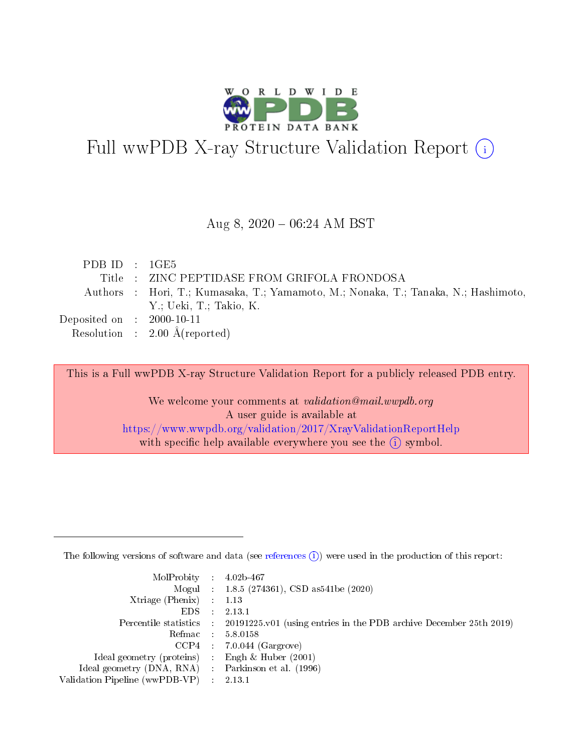# Full wwPDB X-ray Structure Validation Report (i)

Aug 8, 2020 – 06:24 AM BST

| | | |
|---|---|---|
| PDB ID | : | 1GE5 |
| Title | : | ZINC PEPTIDASE FROM GRIFOLA FRONDOSA |
| Authors | : | Hori, T.; Kumasaka, T.; Yamamoto, M.; Nonaka, T.; Tanaka, N.; Hashimoto, Y.; Ueki, T.; Takio, K. |
| Deposited on | : | 2000-10-11 |
| Resolution | : | 2.00 Å(reported) |

This is a Full wwPDB X-ray Structure Validation Report for a publicly released PDB entry.

We welcome your comments at *validation@mail.wwpdb.org*
A user guide is available at
https://www.wwpdb.org/validation/2017/XrayValidationReportHelp
with specific help available everywhere you see the (i) symbol.

---

The following versions of software and data (see references (i)) were used in the production of this report:

| | | |
|---|---|---|
| MolProbity | : | 4.02b-467 |
| Mogul | : | 1.8.5 (274361), CSD as541be (2020) |
| Xtriage (Phenix) | : | 1.13 |
| EDS | : | 2.13.1 |
| Percentile statistics | : | 20191225.v01 (using entries in the PDB archive December 25th 2019) |
| Refmac | : | 5.8.0158 |
| CCP4 | : | 7.0.044 (Gargrove) |
| Ideal geometry (proteins) | : | Engh & Huber (2001) |
| Ideal geometry (DNA, RNA) | : | Parkinson et al. (1996) |
| Validation Pipeline (wwPDB-VP) | : | 2.13.1 |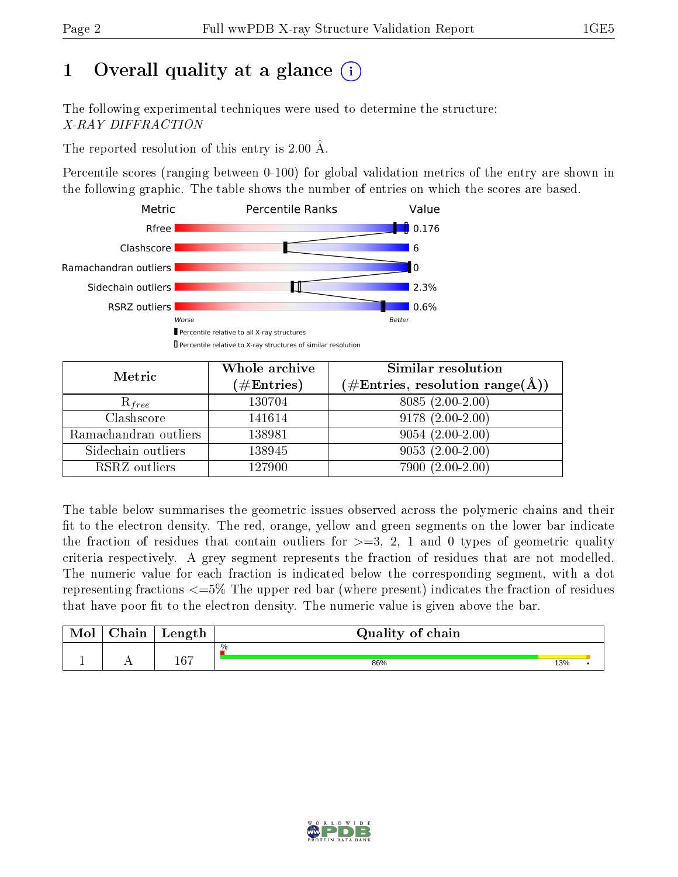# 1 Overall quality at a glance

The following experimental techniques were used to determine the structure:
*X-RAY DIFFRACTION*

The reported resolution of this entry is 2.00 Å.

Percentile scores (ranging between 0-100) for global validation metrics of the entry are shown in the following graphic. The table shows the number of entries on which the scores are based.

| Metric | Value |
|---|---|
| Rfree | 0.176 |
| Clashscore | 6 |
| Ramachandran outliers | 0 |
| Sidechain outliers | 2.3% |
| RSRZ outliers | 0.6% |

| Metric | Whole archive (#Entries) | Similar resolution (#Entries, resolution range(Å)) |
|---|---|---|
| $R_{free}$ | 130704 | 8085 (2.00-2.00) |
| Clashscore | 141614 | 9178 (2.00-2.00) |
| Ramachandran outliers | 138981 | 9054 (2.00-2.00) |
| Sidechain outliers | 138945 | 9053 (2.00-2.00) |
| RSRZ outliers | 127900 | 7900 (2.00-2.00) |

The table below summarises the geometric issues observed across the polymeric chains and their fit to the electron density. The red, orange, yellow and green segments on the lower bar indicate the fraction of residues that contain outliers for >=3, 2, 1 and 0 types of geometric quality criteria respectively. A grey segment represents the fraction of residues that are not modelled. The numeric value for each fraction is indicated below the corresponding segment, with a dot representing fractions <=5% The upper red bar (where present) indicates the fraction of residues that have poor fit to the electron density. The numeric value is given above the bar.

| Mol | Chain | Length | Quality of chain |
|---|---|---|---|
| 1 | A | 167 | 86% / 13% / • |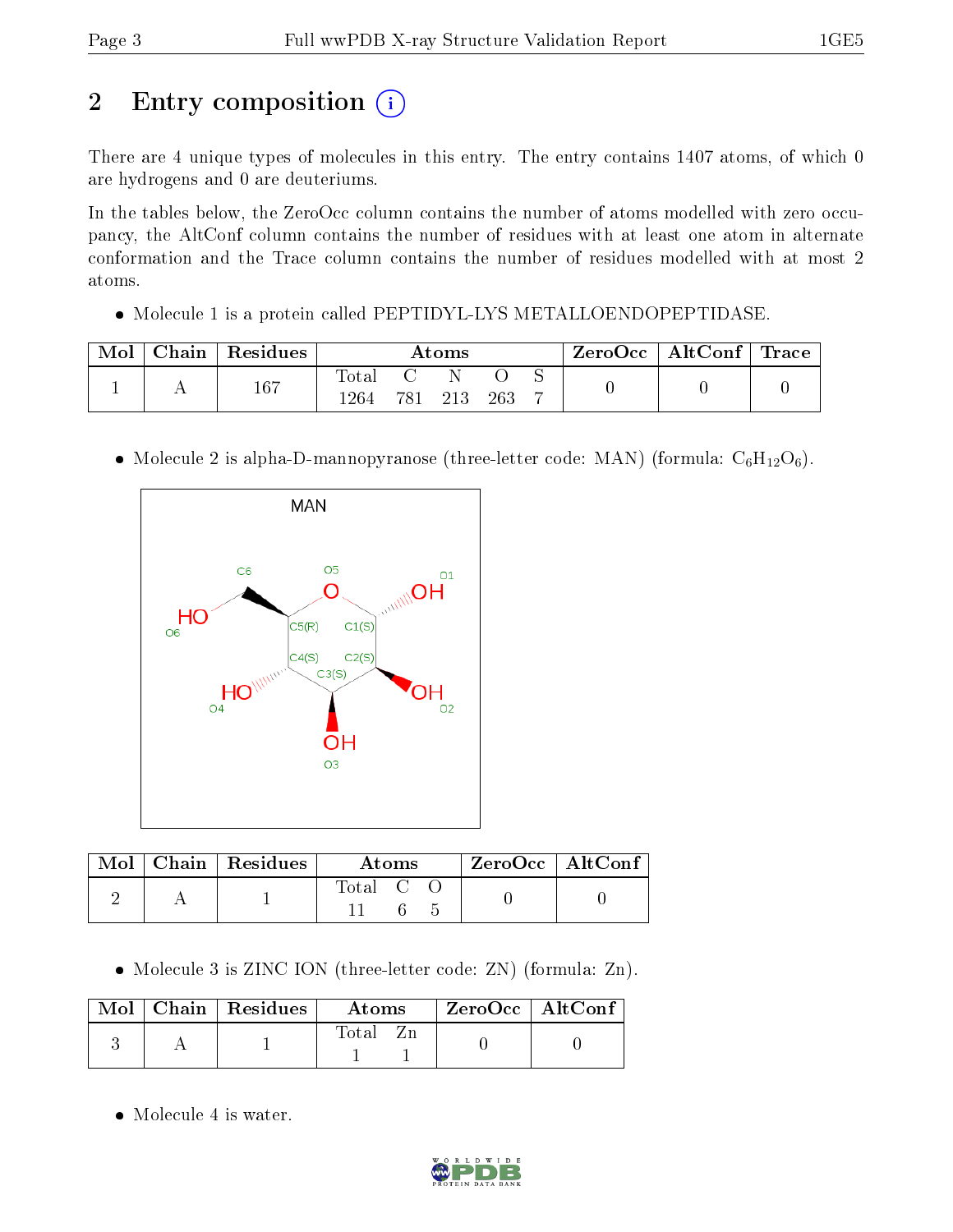# 2 Entry composition

There are 4 unique types of molecules in this entry. The entry contains 1407 atoms, of which 0 are hydrogens and 0 are deuteriums.

In the tables below, the ZeroOcc column contains the number of atoms modelled with zero occupancy, the AltConf column contains the number of residues with at least one atom in alternate conformation and the Trace column contains the number of residues modelled with at most 2 atoms.

- Molecule 1 is a protein called PEPTIDYL-LYS METALLOENDOPEPTIDASE.

| Mol | Chain | Residues | Atoms | | | | | ZeroOcc | AltConf | Trace |
|---|---|---|---|---|---|---|---|---|---|---|
| 1 | A | 167 | Total 1264 | C 781 | N 213 | O 263 | S 7 | 0 | 0 | 0 |

- Molecule 2 is alpha-D-mannopyranose (three-letter code: MAN) (formula: $C_6H_{12}O_6$).

| Mol | Chain | Residues | Atoms | | | ZeroOcc | AltConf |
|---|---|---|---|---|---|---|---|
| 2 | A | 1 | Total 11 | C 6 | O 5 | 0 | 0 |

- Molecule 3 is ZINC ION (three-letter code: ZN) (formula: Zn).

| Mol | Chain | Residues | Atoms | | ZeroOcc | AltConf |
|---|---|---|---|---|---|---|
| 3 | A | 1 | Total 1 | Zn 1 | 0 | 0 |

- Molecule 4 is water.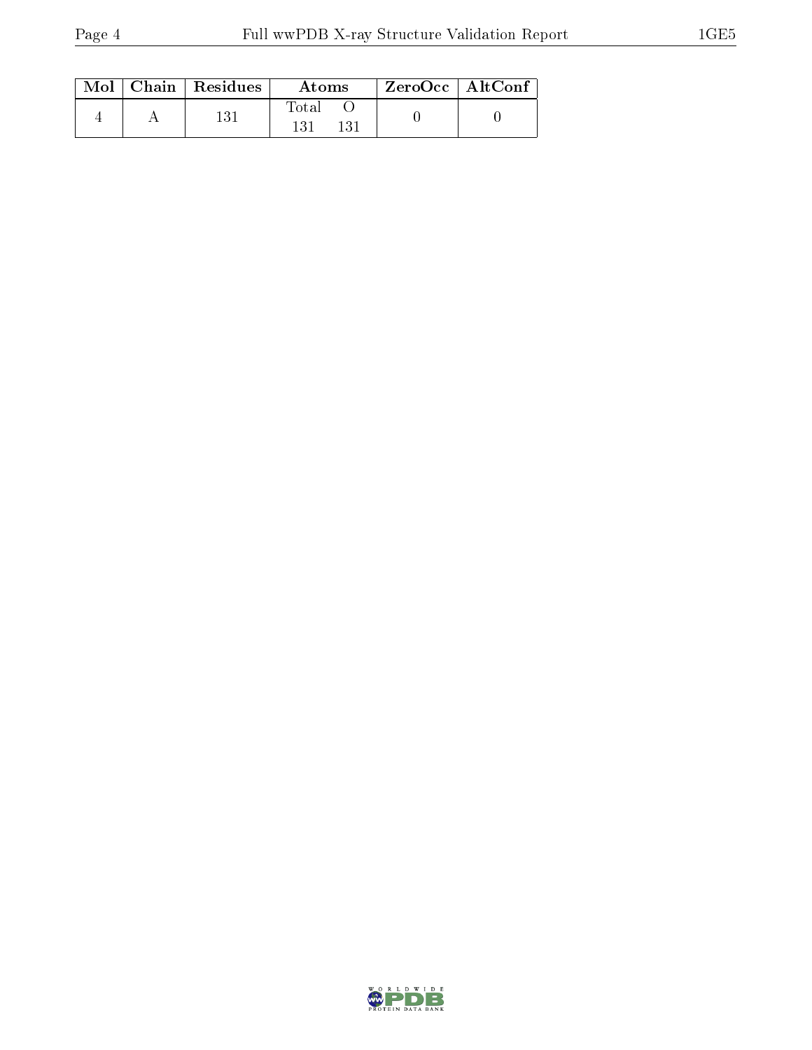| Mol | Chain | Residues | Atoms | | ZeroOcc | AltConf |
|---|---|---|---|---|---|---|
| | | | Total | O | | |
| 4 | A | 131 | 131 | 131 | 0 | 0 |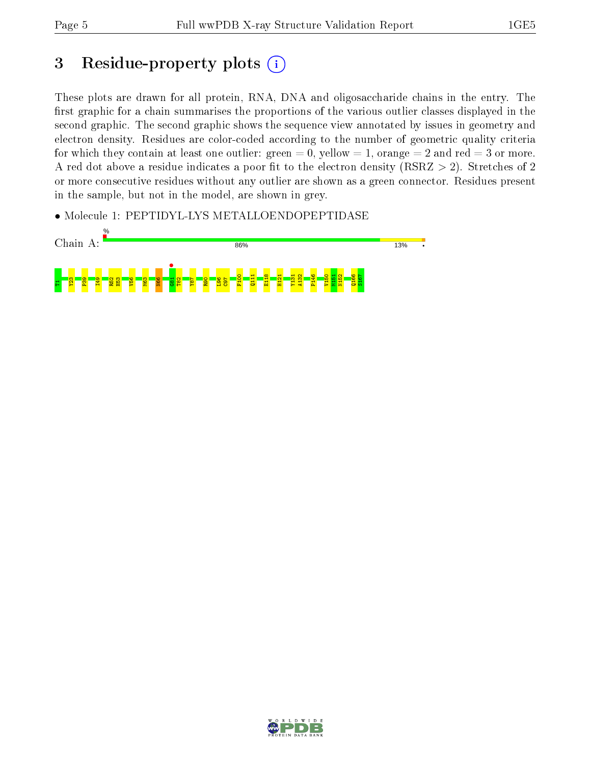# 3 Residue-property plots

These plots are drawn for all protein, RNA, DNA and oligosaccharide chains in the entry. The first graphic for a chain summarises the proportions of the various outlier classes displayed in the second graphic. The second graphic shows the sequence view annotated by issues in geometry and electron density. Residues are color-coded according to the number of geometric quality criteria for which they contain at least one outlier: green = 0, yellow = 1, orange = 2 and red = 3 or more. A red dot above a residue indicates a poor fit to the electron density (RSRZ > 2). Stretches of 2 or more consecutive residues without any outlier are shown as a green connector. Residues present in the sample, but not in the model, are shown in grey.

- Molecule 1: PEPTIDYL-LYS METALLOENDOPEPTIDASE

Chain A: % 86% 13% •

T1 Y23 P39 I49 R52 H53 V56 M63 N66 G81 T82 Y87 R90 L96 C97 F100 Q111 E118 H121 Y131 A132 P146 V150 M151 N152 Q166 S167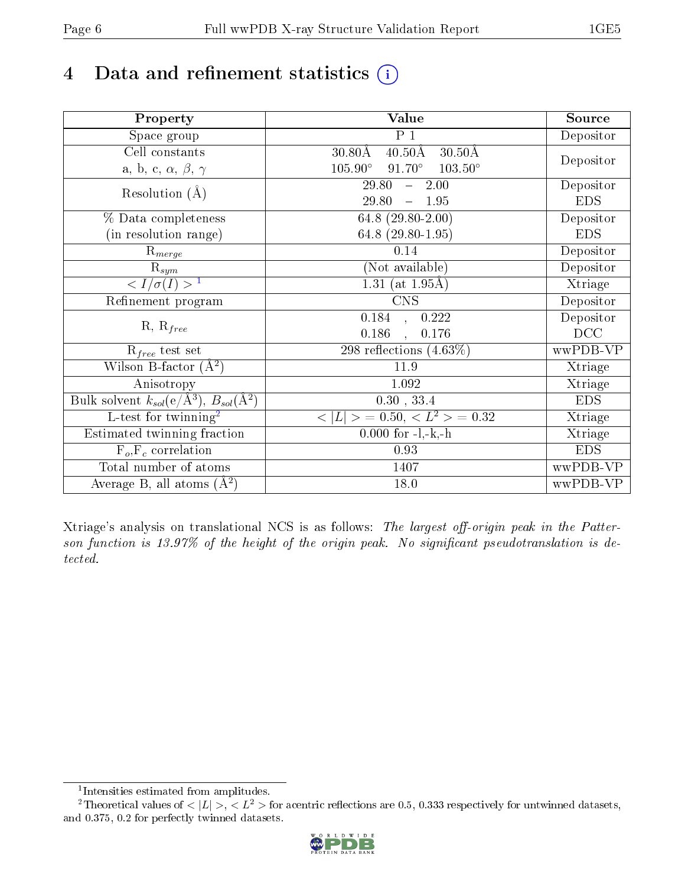# 4 Data and refinement statistics (i)

| Property | Value | Source |
|---|---|---|
| Space group | P 1 | Depositor |
| Cell constants<br>a, b, c, $\alpha$, $\beta$, $\gamma$ | 30.80Å 40.50Å 30.50Å<br>105.90° 91.70° 103.50° | Depositor |
| Resolution (Å) | 29.80 – 2.00<br>29.80 – 1.95 | Depositor<br>EDS |
| % Data completeness<br>(in resolution range) | 64.8 (29.80-2.00)<br>64.8 (29.80-1.95) | Depositor<br>EDS |
| $R_{merge}$ | 0.14 | Depositor |
| $R_{sym}$ | (Not available) | Depositor |
| $< I/\sigma(I) >$ [1] | 1.31 (at 1.95Å) | Xtriage |
| Refinement program | CNS | Depositor |
| R, $R_{free}$ | 0.184 , 0.222<br>0.186 , 0.176 | Depositor<br>DCC |
| $R_{free}$ test set | 298 reflections (4.63%) | wwPDB-VP |
| Wilson B-factor (Å$^2$) | 11.9 | Xtriage |
| Anisotropy | 1.092 | Xtriage |
| Bulk solvent $k_{sol}$(e/Å$^3$), $B_{sol}$(Å$^2$) | 0.30 , 33.4 | EDS |
| L-test for twinning[2] | $< \|L\| > = 0.50$, $< L^2 > = 0.32$ | Xtriage |
| Estimated twinning fraction | 0.000 for -l,-k,-h | Xtriage |
| $F_o$,$F_c$ correlation | 0.93 | EDS |
| Total number of atoms | 1407 | wwPDB-VP |
| Average B, all atoms (Å$^2$) | 18.0 | wwPDB-VP |

Xtriage's analysis on translational NCS is as follows: *The largest off-origin peak in the Patterson function is 13.97% of the height of the origin peak. No significant pseudotranslation is detected.*

[1] Intensities estimated from amplitudes.

[2] Theoretical values of $< |L| >$, $< L^2 >$ for acentric reflections are 0.5, 0.333 respectively for untwinned datasets, and 0.375, 0.2 for perfectly twinned datasets.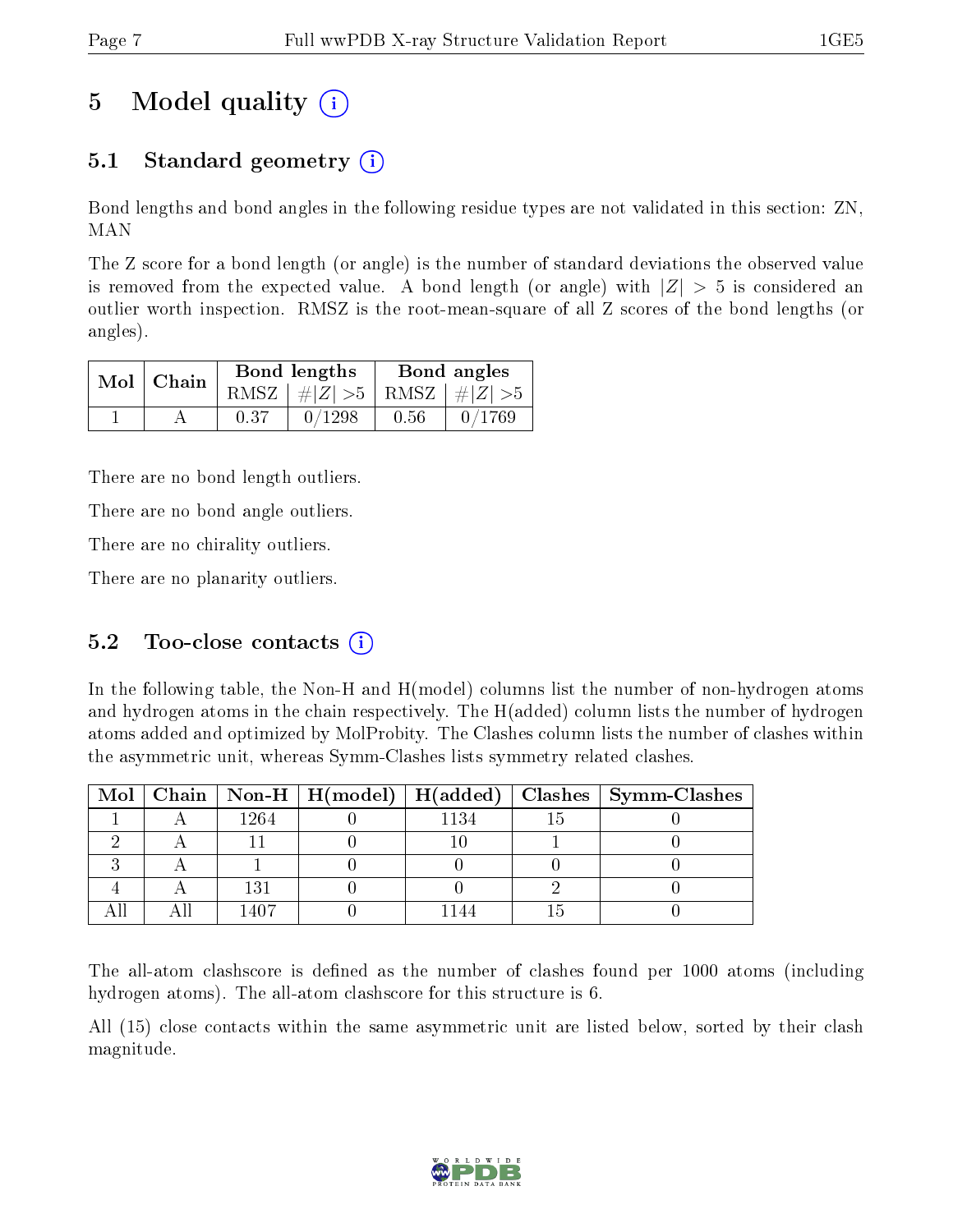# 5 Model quality (i)

## 5.1 Standard geometry (i)

Bond lengths and bond angles in the following residue types are not validated in this section: ZN, MAN

The Z score for a bond length (or angle) is the number of standard deviations the observed value is removed from the expected value. A bond length (or angle) with $|Z| > 5$ is considered an outlier worth inspection. RMSZ is the root-mean-square of all Z scores of the bond lengths (or angles).

| Mol | Chain | Bond lengths | | Bond angles | |
|---|---|---|---|---|---|
| | | RMSZ | $\#\|Z\| >5$ | RMSZ | $\#\|Z\| >5$ |
| 1 | A | 0.37 | 0/1298 | 0.56 | 0/1769 |

There are no bond length outliers.

There are no bond angle outliers.

There are no chirality outliers.

There are no planarity outliers.

## 5.2 Too-close contacts (i)

In the following table, the Non-H and H(model) columns list the number of non-hydrogen atoms and hydrogen atoms in the chain respectively. The H(added) column lists the number of hydrogen atoms added and optimized by MolProbity. The Clashes column lists the number of clashes within the asymmetric unit, whereas Symm-Clashes lists symmetry related clashes.

| Mol | Chain | Non-H | H(model) | H(added) | Clashes | Symm-Clashes |
|---|---|---|---|---|---|---|
| 1 | A | 1264 | 0 | 1134 | 15 | 0 |
| 2 | A | 11 | 0 | 10 | 1 | 0 |
| 3 | A | 1 | 0 | 0 | 0 | 0 |
| 4 | A | 131 | 0 | 0 | 2 | 0 |
| All | All | 1407 | 0 | 1144 | 15 | 0 |

The all-atom clashscore is defined as the number of clashes found per 1000 atoms (including hydrogen atoms). The all-atom clashscore for this structure is 6.

All (15) close contacts within the same asymmetric unit are listed below, sorted by their clash magnitude.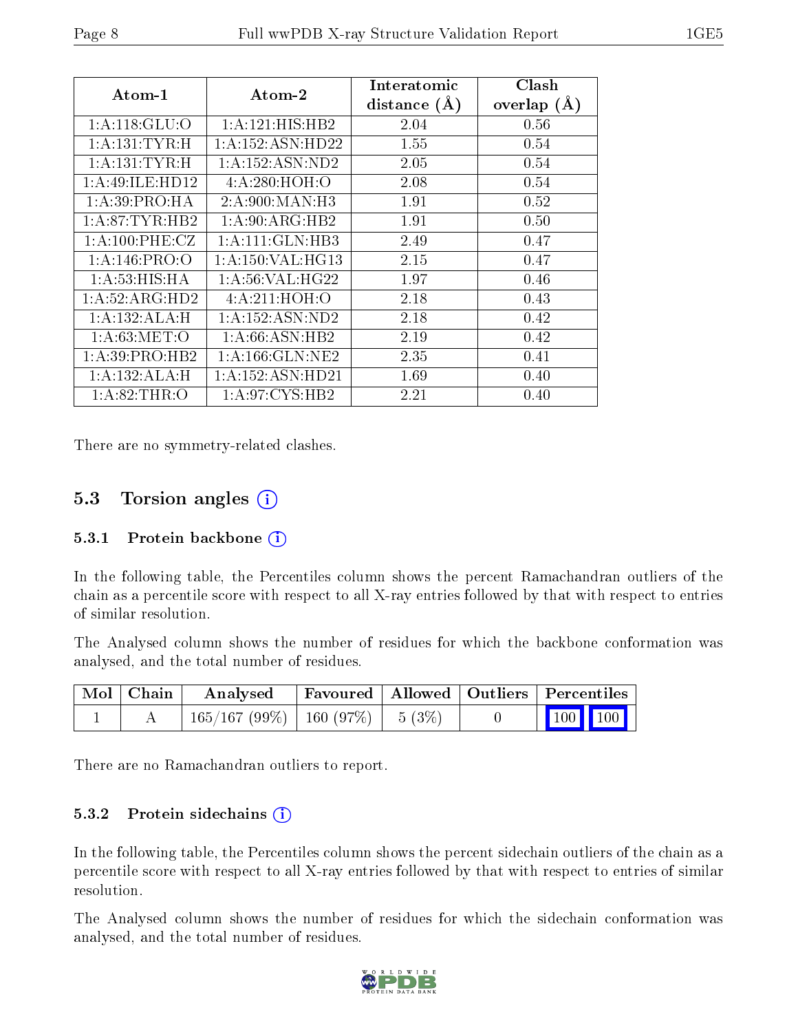| Atom-1 | Atom-2 | Interatomic distance (Å) | Clash overlap (Å) |
|---|---|---|---|
| 1:A:118:GLU:O | 1:A:121:HIS:HB2 | 2.04 | 0.56 |
| 1:A:131:TYR:H | 1:A:152:ASN:HD22 | 1.55 | 0.54 |
| 1:A:131:TYR:H | 1:A:152:ASN:ND2 | 2.05 | 0.54 |
| 1:A:49:ILE:HD12 | 4:A:280:HOH:O | 2.08 | 0.54 |
| 1:A:39:PRO:HA | 2:A:900:MAN:H3 | 1.91 | 0.52 |
| 1:A:87:TYR:HB2 | 1:A:90:ARG:HB2 | 1.91 | 0.50 |
| 1:A:100:PHE:CZ | 1:A:111:GLN:HB3 | 2.49 | 0.47 |
| 1:A:146:PRO:O | 1:A:150:VAL:HG13 | 2.15 | 0.47 |
| 1:A:53:HIS:HA | 1:A:56:VAL:HG22 | 1.97 | 0.46 |
| 1:A:52:ARG:HD2 | 4:A:211:HOH:O | 2.18 | 0.43 |
| 1:A:132:ALA:H | 1:A:152:ASN:ND2 | 2.18 | 0.42 |
| 1:A:63:MET:O | 1:A:66:ASN:HB2 | 2.19 | 0.42 |
| 1:A:39:PRO:HB2 | 1:A:166:GLN:NE2 | 2.35 | 0.41 |
| 1:A:132:ALA:H | 1:A:152:ASN:HD21 | 1.69 | 0.40 |
| 1:A:82:THR:O | 1:A:97:CYS:HB2 | 2.21 | 0.40 |

There are no symmetry-related clashes.

## 5.3 Torsion angles

### 5.3.1 Protein backbone

In the following table, the Percentiles column shows the percent Ramachandran outliers of the chain as a percentile score with respect to all X-ray entries followed by that with respect to entries of similar resolution.

The Analysed column shows the number of residues for which the backbone conformation was analysed, and the total number of residues.

| Mol | Chain | Analysed | Favoured | Allowed | Outliers | Percentiles |
|---|---|---|---|---|---|---|
| 1 | A | 165/167 (99%) | 160 (97%) | 5 (3%) | 0 | 100 100 |

There are no Ramachandran outliers to report.

### 5.3.2 Protein sidechains

In the following table, the Percentiles column shows the percent sidechain outliers of the chain as a percentile score with respect to all X-ray entries followed by that with respect to entries of similar resolution.

The Analysed column shows the number of residues for which the sidechain conformation was analysed, and the total number of residues.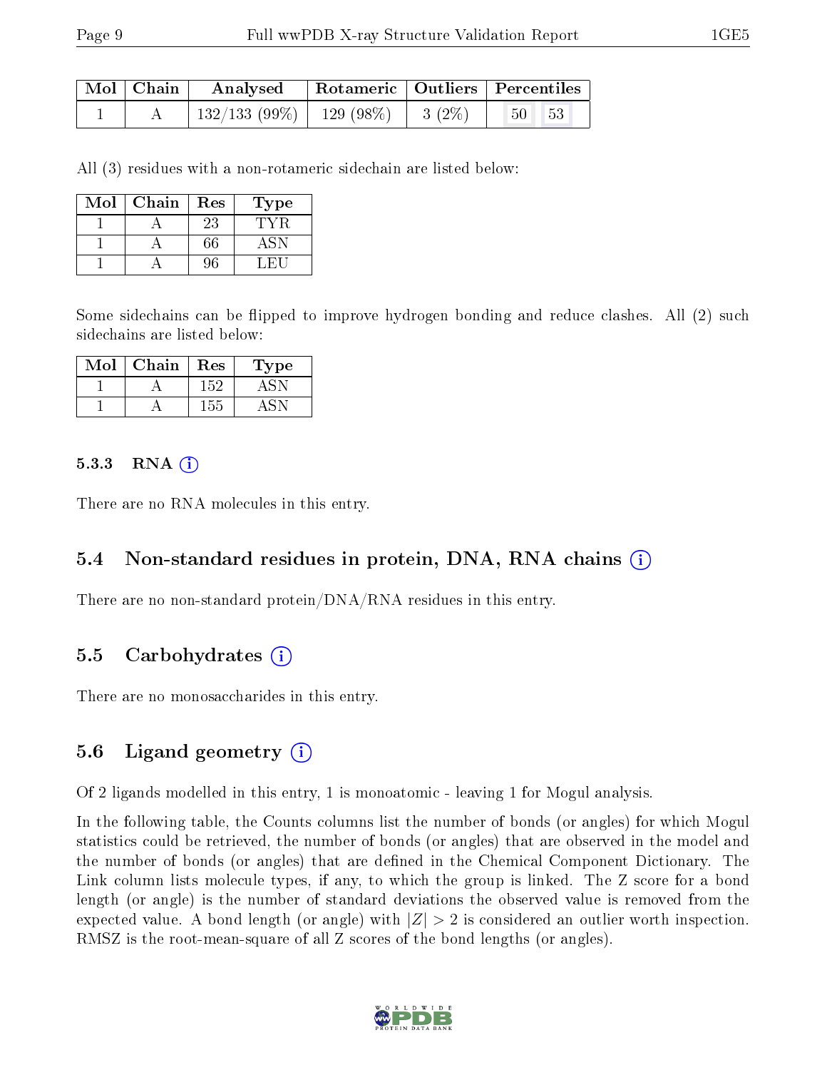| Mol | Chain | Analysed | Rotameric | Outliers | Percentiles | |
|---|---|---|---|---|---|---|
| 1 | A | 132/133 (99%) | 129 (98%) | 3 (2%) | 50 | 53 |

All (3) residues with a non-rotameric sidechain are listed below:

| Mol | Chain | Res | Type |
|---|---|---|---|
| 1 | A | 23 | TYR |
| 1 | A | 66 | ASN |
| 1 | A | 96 | LEU |

Some sidechains can be flipped to improve hydrogen bonding and reduce clashes. All (2) such sidechains are listed below:

| Mol | Chain | Res | Type |
|---|---|---|---|
| 1 | A | 152 | ASN |
| 1 | A | 155 | ASN |

#### 5.3.3 RNA ⓘ

There are no RNA molecules in this entry.

### 5.4 Non-standard residues in protein, DNA, RNA chains ⓘ

There are no non-standard protein/DNA/RNA residues in this entry.

### 5.5 Carbohydrates ⓘ

There are no monosaccharides in this entry.

### 5.6 Ligand geometry ⓘ

Of 2 ligands modelled in this entry, 1 is monoatomic - leaving 1 for Mogul analysis.

In the following table, the Counts columns list the number of bonds (or angles) for which Mogul statistics could be retrieved, the number of bonds (or angles) that are observed in the model and the number of bonds (or angles) that are defined in the Chemical Component Dictionary. The Link column lists molecule types, if any, to which the group is linked. The Z score for a bond length (or angle) is the number of standard deviations the observed value is removed from the expected value. A bond length (or angle) with $|Z| > 2$ is considered an outlier worth inspection. RMSZ is the root-mean-square of all Z scores of the bond lengths (or angles).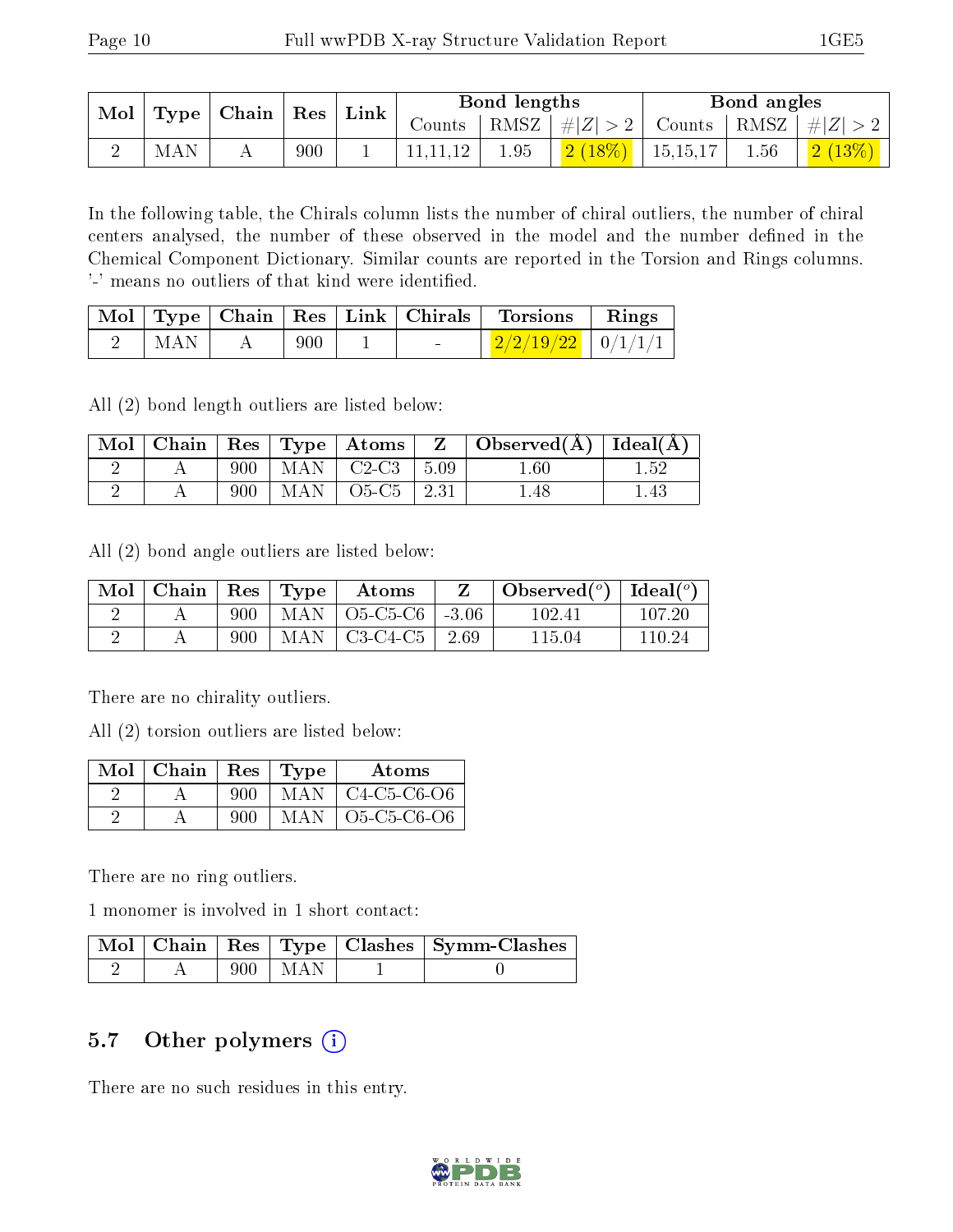| Mol | Type | Chain | Res | Link | Bond lengths | | | Bond angles | | |
|---|---|---|---|---|---|---|---|---|---|---|
| | | | | | Counts | RMSZ | #\|Z\| > 2 | Counts | RMSZ | #\|Z\| > 2 |
| 2 | MAN | A | 900 | 1 | 11,11,12 | 1.95 | 2 (18%) | 15,15,17 | 1.56 | 2 (13%) |

In the following table, the Chirals column lists the number of chiral outliers, the number of chiral centers analysed, the number of these observed in the model and the number defined in the Chemical Component Dictionary. Similar counts are reported in the Torsion and Rings columns. '-' means no outliers of that kind were identified.

| Mol | Type | Chain | Res | Link | Chirals | Torsions | Rings |
|---|---|---|---|---|---|---|---|
| 2 | MAN | A | 900 | 1 | - | 2/2/19/22 | 0/1/1/1 |

All (2) bond length outliers are listed below:

| Mol | Chain | Res | Type | Atoms | Z | Observed(Å) | Ideal(Å) |
|---|---|---|---|---|---|---|---|
| 2 | A | 900 | MAN | C2-C3 | 5.09 | 1.60 | 1.52 |
| 2 | A | 900 | MAN | O5-C5 | 2.31 | 1.48 | 1.43 |

All (2) bond angle outliers are listed below:

| Mol | Chain | Res | Type | Atoms | Z | Observed($^o$) | Ideal($^o$) |
|---|---|---|---|---|---|---|---|
| 2 | A | 900 | MAN | O5-C5-C6 | -3.06 | 102.41 | 107.20 |
| 2 | A | 900 | MAN | C3-C4-C5 | 2.69 | 115.04 | 110.24 |

There are no chirality outliers.

All (2) torsion outliers are listed below:

| Mol | Chain | Res | Type | Atoms |
|---|---|---|---|---|
| 2 | A | 900 | MAN | C4-C5-C6-O6 |
| 2 | A | 900 | MAN | O5-C5-C6-O6 |

There are no ring outliers.

1 monomer is involved in 1 short contact:

| Mol | Chain | Res | Type | Clashes | Symm-Clashes |
|---|---|---|---|---|---|
| 2 | A | 900 | MAN | 1 | 0 |

## 5.7 Other polymers

There are no such residues in this entry.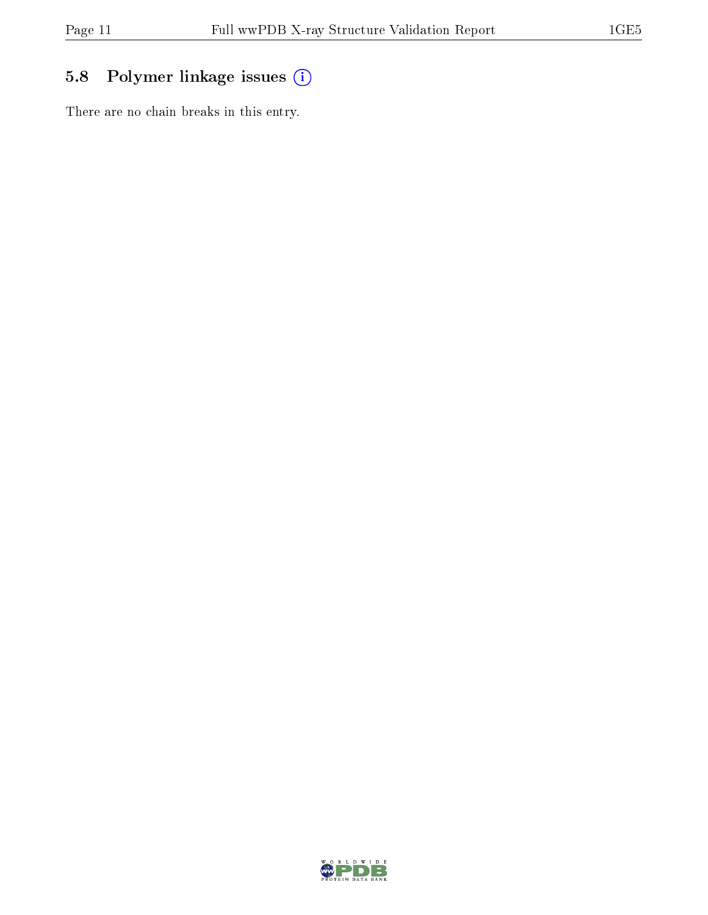## 5.8 Polymer linkage issues

There are no chain breaks in this entry.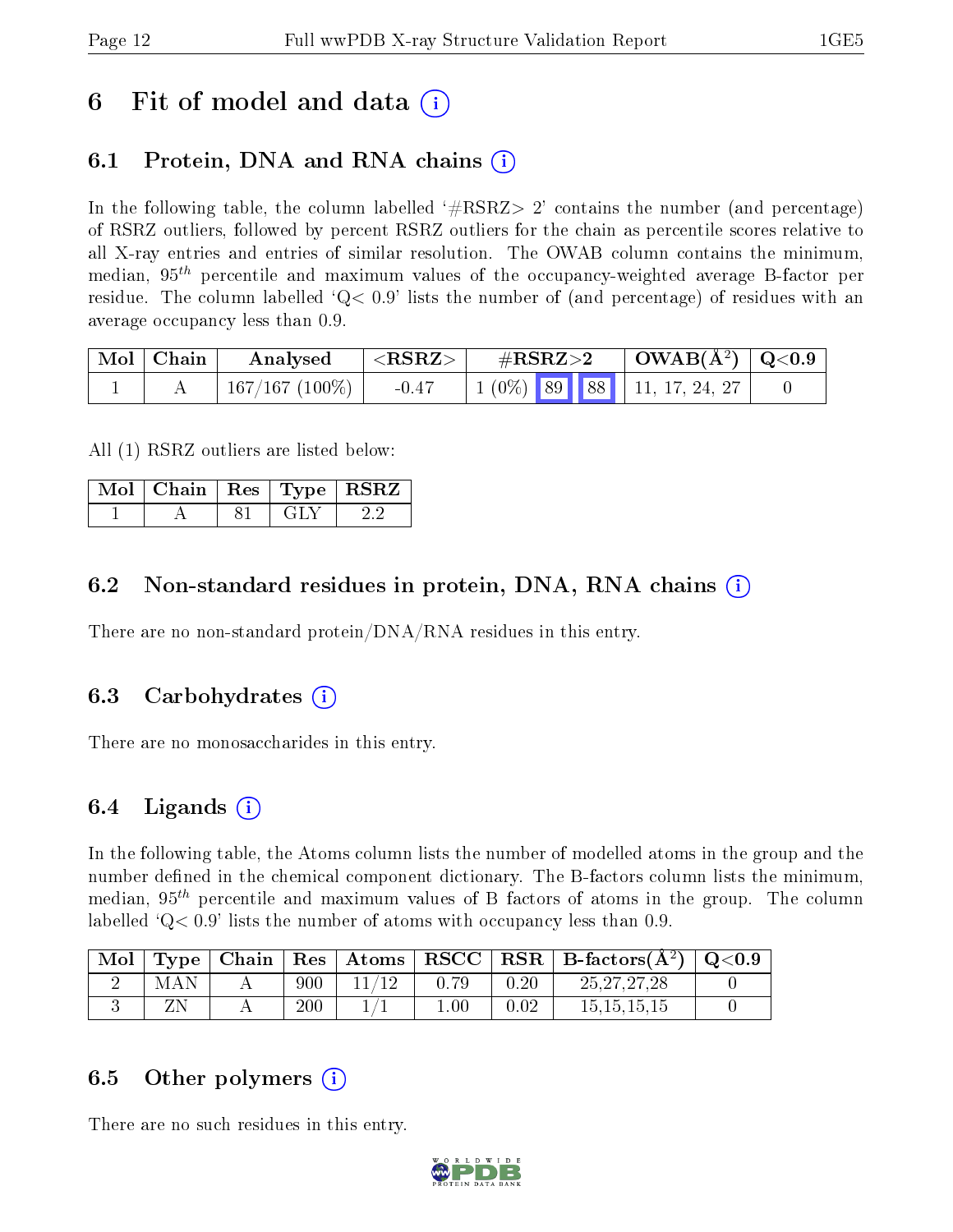# 6 Fit of model and data (i)

## 6.1 Protein, DNA and RNA chains (i)

In the following table, the column labelled '#RSRZ> 2' contains the number (and percentage) of RSRZ outliers, followed by percent RSRZ outliers for the chain as percentile scores relative to all X-ray entries and entries of similar resolution. The OWAB column contains the minimum, median, $95^{th}$ percentile and maximum values of the occupancy-weighted average B-factor per residue. The column labelled 'Q< 0.9' lists the number of (and percentage) of residues with an average occupancy less than 0.9.

| Mol | Chain | Analysed | <RSRZ> | #RSRZ>2 | | | OWAB($Å^2$) | Q<0.9 |
|---|---|---|---|---|---|---|---|---|
| 1 | A | 167/167 (100%) | -0.47 | 1 (0%) | 89 | 88 | 11, 17, 24, 27 | 0 |

All (1) RSRZ outliers are listed below:

| Mol | Chain | Res | Type | RSRZ |
|---|---|---|---|---|
| 1 | A | 81 | GLY | 2.2 |

## 6.2 Non-standard residues in protein, DNA, RNA chains (i)

There are no non-standard protein/DNA/RNA residues in this entry.

## 6.3 Carbohydrates (i)

There are no monosaccharides in this entry.

## 6.4 Ligands (i)

In the following table, the Atoms column lists the number of modelled atoms in the group and the number defined in the chemical component dictionary. The B-factors column lists the minimum, median, $95^{th}$ percentile and maximum values of B factors of atoms in the group. The column labelled 'Q< 0.9' lists the number of atoms with occupancy less than 0.9.

| Mol | Type | Chain | Res | Atoms | RSCC | RSR | B-factors($Å^2$) | Q<0.9 |
|---|---|---|---|---|---|---|---|---|
| 2 | MAN | A | 900 | 11/12 | 0.79 | 0.20 | 25,27,27,28 | 0 |
| 3 | ZN | A | 200 | 1/1 | 1.00 | 0.02 | 15,15,15,15 | 0 |

## 6.5 Other polymers (i)

There are no such residues in this entry.